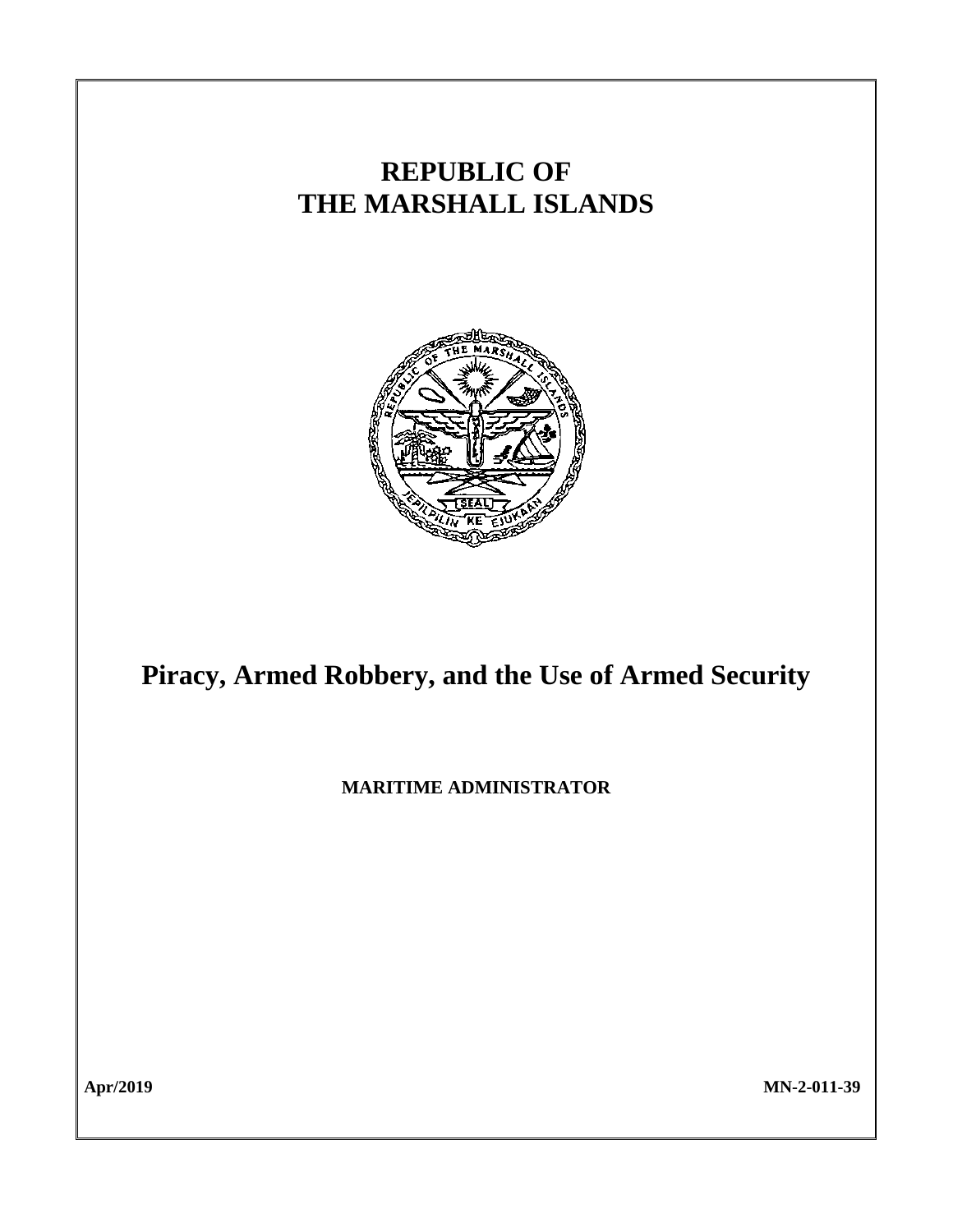# REPUBLIC OF THE MARSHALL ISLANDS

# Piracy, Armed Robbery, and the Use of Armed Security

**MARITIME ADMINISTRATOR**

**Apr/2019** **MN-2-011-39**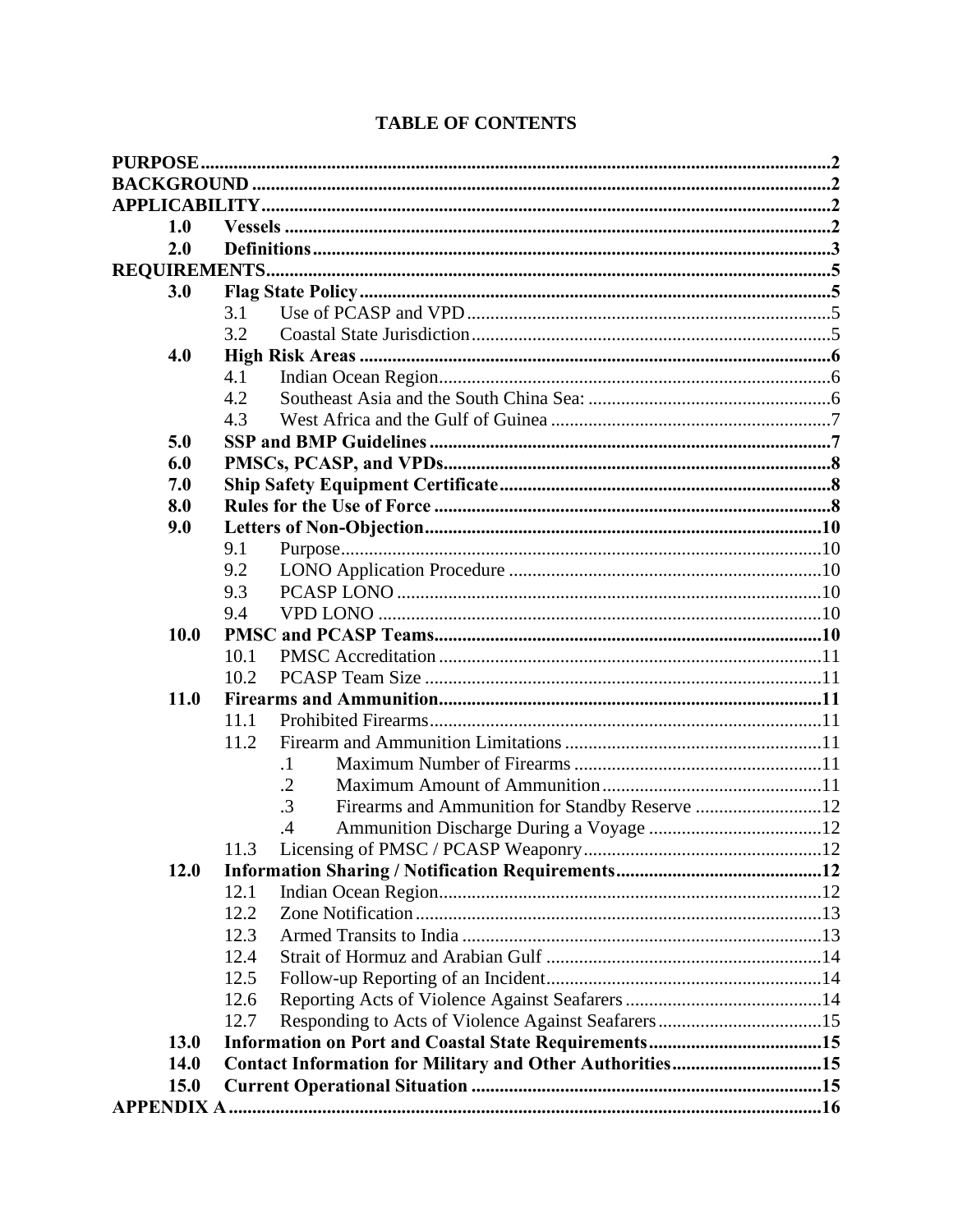# TABLE OF CONTENTS

**PURPOSE** ..... **2**
**BACKGROUND** ..... **2**
**APPLICABILITY** ..... **2**

- **1.0 Vessels** ..... **2**
- **2.0 Definitions** ..... **3**

**REQUIREMENTS** ..... **5**

- **3.0 Flag State Policy** ..... **5**
  - 3.1 Use of PCASP and VPD ..... 5
  - 3.2 Coastal State Jurisdiction ..... 5
- **4.0 High Risk Areas** ..... **6**
  - 4.1 Indian Ocean Region ..... 6
  - 4.2 Southeast Asia and the South China Sea: ..... 6
  - 4.3 West Africa and the Gulf of Guinea ..... 7
- **5.0 SSP and BMP Guidelines** ..... **7**
- **6.0 PMSCs, PCASP, and VPDs** ..... **8**
- **7.0 Ship Safety Equipment Certificate** ..... **8**
- **8.0 Rules for the Use of Force** ..... **8**
- **9.0 Letters of Non-Objection** ..... **10**
  - 9.1 Purpose ..... 10
  - 9.2 LONO Application Procedure ..... 10
  - 9.3 PCASP LONO ..... 10
  - 9.4 VPD LONO ..... 10
- **10.0 PMSC and PCASP Teams** ..... **10**
  - 10.1 PMSC Accreditation ..... 11
  - 10.2 PCASP Team Size ..... 11
- **11.0 Firearms and Ammunition** ..... **11**
  - 11.1 Prohibited Firearms ..... 11
  - 11.2 Firearm and Ammunition Limitations ..... 11
    - .1 Maximum Number of Firearms ..... 11
    - .2 Maximum Amount of Ammunition ..... 11
    - .3 Firearms and Ammunition for Standby Reserve ..... 12
    - .4 Ammunition Discharge During a Voyage ..... 12
  - 11.3 Licensing of PMSC / PCASP Weaponry ..... 12
- **12.0 Information Sharing / Notification Requirements** ..... **12**
  - 12.1 Indian Ocean Region ..... 12
  - 12.2 Zone Notification ..... 13
  - 12.3 Armed Transits to India ..... 13
  - 12.4 Strait of Hormuz and Arabian Gulf ..... 14
  - 12.5 Follow-up Reporting of an Incident ..... 14
  - 12.6 Reporting Acts of Violence Against Seafarers ..... 14
  - 12.7 Responding to Acts of Violence Against Seafarers ..... 15
- **13.0 Information on Port and Coastal State Requirements** ..... **15**
- **14.0 Contact Information for Military and Other Authorities** ..... **15**
- **15.0 Current Operational Situation** ..... **15**

**APPENDIX A** ..... **16**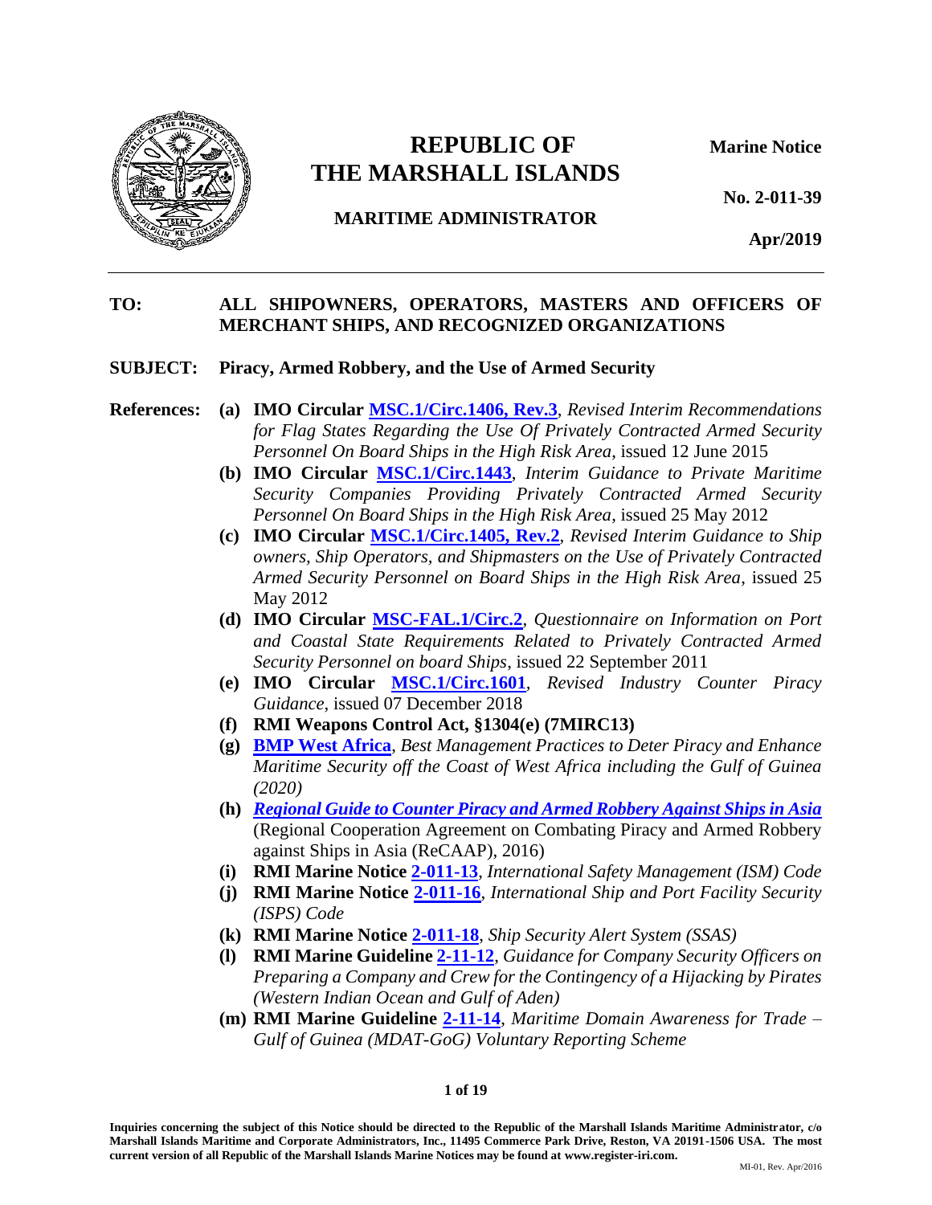# REPUBLIC OF THE MARSHALL ISLANDS

**MARITIME ADMINISTRATOR**

**Marine Notice**

**No. 2-011-39**

**Apr/2019**

---

**TO:** ALL SHIPOWNERS, OPERATORS, MASTERS AND OFFICERS OF MERCHANT SHIPS, AND RECOGNIZED ORGANIZATIONS

**SUBJECT:** Piracy, Armed Robbery, and the Use of Armed Security

**References:**

**(a)** **IMO Circular MSC.1/Circ.1406, Rev.3**, *Revised Interim Recommendations for Flag States Regarding the Use Of Privately Contracted Armed Security Personnel On Board Ships in the High Risk Area*, issued 12 June 2015

**(b)** **IMO Circular MSC.1/Circ.1443**, *Interim Guidance to Private Maritime Security Companies Providing Privately Contracted Armed Security Personnel On Board Ships in the High Risk Area*, issued 25 May 2012

**(c)** **IMO Circular MSC.1/Circ.1405, Rev.2**, *Revised Interim Guidance to Ship owners, Ship Operators, and Shipmasters on the Use of Privately Contracted Armed Security Personnel on Board Ships in the High Risk Area*, issued 25 May 2012

**(d)** **IMO Circular MSC-FAL.1/Circ.2**, *Questionnaire on Information on Port and Coastal State Requirements Related to Privately Contracted Armed Security Personnel on board Ships*, issued 22 September 2011

**(e)** **IMO Circular MSC.1/Circ.1601**, *Revised Industry Counter Piracy Guidance*, issued 07 December 2018

**(f)** **RMI Weapons Control Act, §1304(e) (7MIRC13)**

**(g)** **BMP West Africa**, *Best Management Practices to Deter Piracy and Enhance Maritime Security off the Coast of West Africa including the Gulf of Guinea (2020)*

**(h)** ***Regional Guide to Counter Piracy and Armed Robbery Against Ships in Asia*** (Regional Cooperation Agreement on Combating Piracy and Armed Robbery against Ships in Asia (ReCAAP), 2016)

**(i)** **RMI Marine Notice 2-011-13**, *International Safety Management (ISM) Code*

**(j)** **RMI Marine Notice 2-011-16**, *International Ship and Port Facility Security (ISPS) Code*

**(k)** **RMI Marine Notice 2-011-18**, *Ship Security Alert System (SSAS)*

**(l)** **RMI Marine Guideline 2-11-12**, *Guidance for Company Security Officers on Preparing a Company and Crew for the Contingency of a Hijacking by Pirates (Western Indian Ocean and Gulf of Aden)*

**(m)** **RMI Marine Guideline 2-11-14**, *Maritime Domain Awareness for Trade – Gulf of Guinea (MDAT-GoG) Voluntary Reporting Scheme*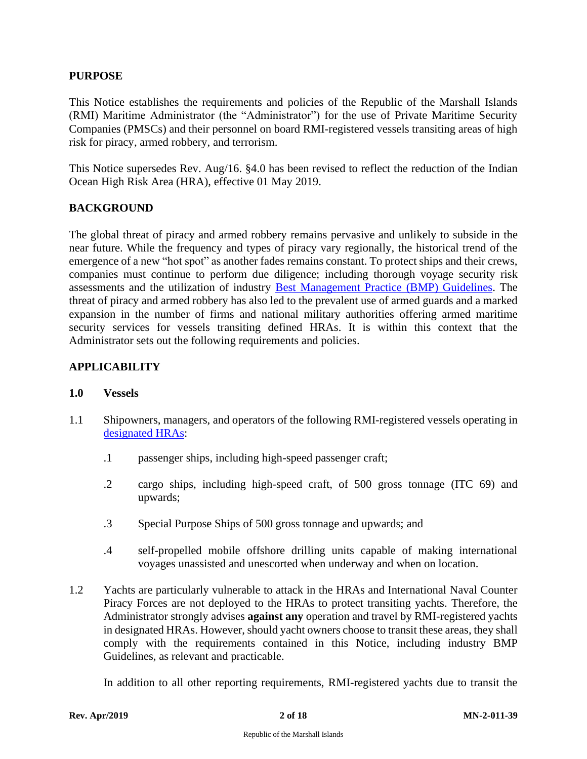## PURPOSE

This Notice establishes the requirements and policies of the Republic of the Marshall Islands (RMI) Maritime Administrator (the "Administrator") for the use of Private Maritime Security Companies (PMSCs) and their personnel on board RMI-registered vessels transiting areas of high risk for piracy, armed robbery, and terrorism.

This Notice supersedes Rev. Aug/16. §4.0 has been revised to reflect the reduction of the Indian Ocean High Risk Area (HRA), effective 01 May 2019.

## BACKGROUND

The global threat of piracy and armed robbery remains pervasive and unlikely to subside in the near future. While the frequency and types of piracy vary regionally, the historical trend of the emergence of a new "hot spot" as another fades remains constant. To protect ships and their crews, companies must continue to perform due diligence; including thorough voyage security risk assessments and the utilization of industry Best Management Practice (BMP) Guidelines. The threat of piracy and armed robbery has also led to the prevalent use of armed guards and a marked expansion in the number of firms and national military authorities offering armed maritime security services for vessels transiting defined HRAs. It is within this context that the Administrator sets out the following requirements and policies.

## APPLICABILITY

### 1.0 Vessels

1.1 Shipowners, managers, and operators of the following RMI-registered vessels operating in designated HRAs:

.1 passenger ships, including high-speed passenger craft;

.2 cargo ships, including high-speed craft, of 500 gross tonnage (ITC 69) and upwards;

.3 Special Purpose Ships of 500 gross tonnage and upwards; and

.4 self-propelled mobile offshore drilling units capable of making international voyages unassisted and unescorted when underway and when on location.

1.2 Yachts are particularly vulnerable to attack in the HRAs and International Naval Counter Piracy Forces are not deployed to the HRAs to protect transiting yachts. Therefore, the Administrator strongly advises **against any** operation and travel by RMI-registered yachts in designated HRAs. However, should yacht owners choose to transit these areas, they shall comply with the requirements contained in this Notice, including industry BMP Guidelines, as relevant and practicable.

In addition to all other reporting requirements, RMI-registered yachts due to transit the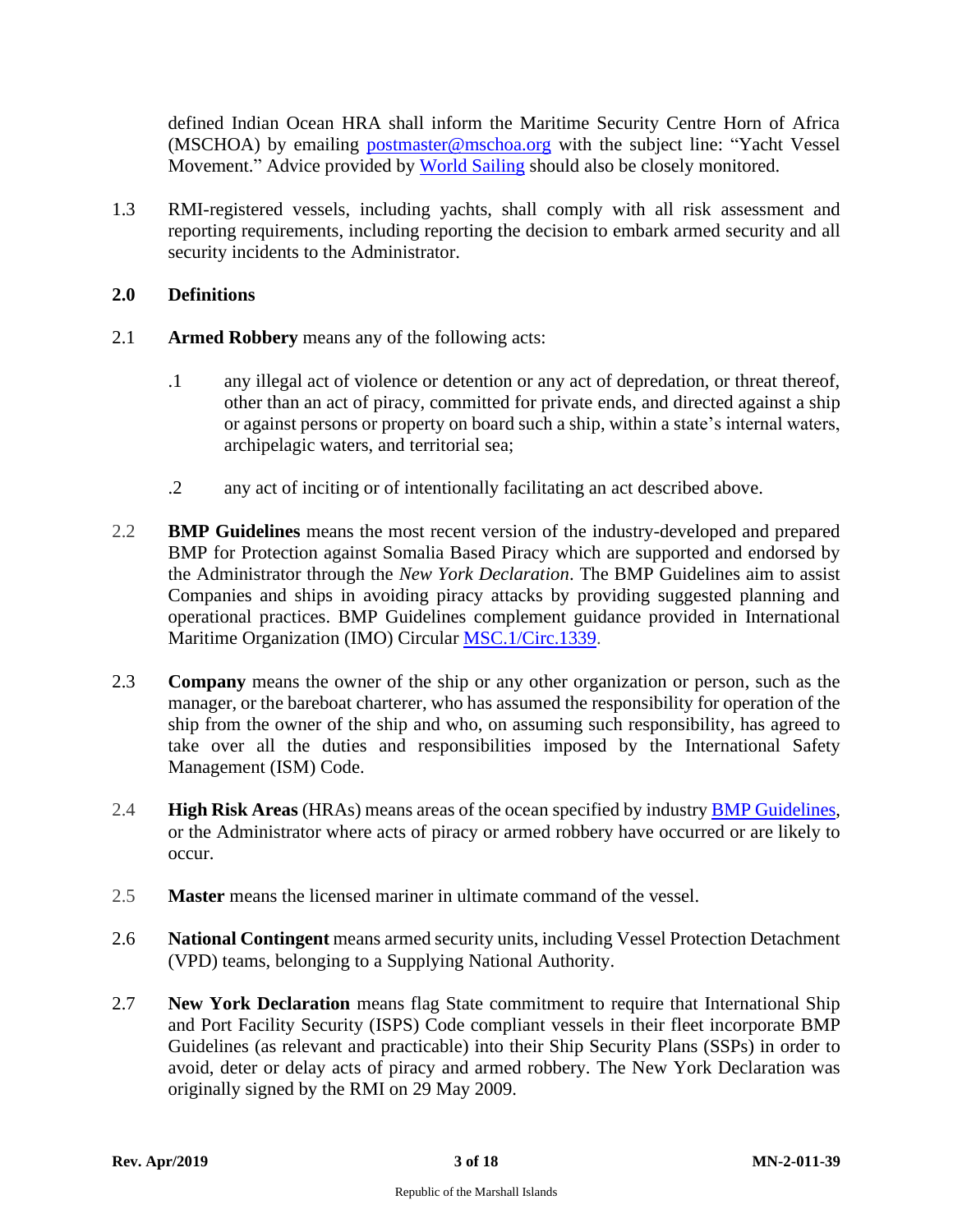defined Indian Ocean HRA shall inform the Maritime Security Centre Horn of Africa (MSCHOA) by emailing postmaster@mschoa.org with the subject line: "Yacht Vessel Movement." Advice provided by World Sailing should also be closely monitored.

1.3 RMI-registered vessels, including yachts, shall comply with all risk assessment and reporting requirements, including reporting the decision to embark armed security and all security incidents to the Administrator.

## 2.0 Definitions

2.1 **Armed Robbery** means any of the following acts:

.1 any illegal act of violence or detention or any act of depredation, or threat thereof, other than an act of piracy, committed for private ends, and directed against a ship or against persons or property on board such a ship, within a state's internal waters, archipelagic waters, and territorial sea;

.2 any act of inciting or of intentionally facilitating an act described above.

2.2 **BMP Guidelines** means the most recent version of the industry-developed and prepared BMP for Protection against Somalia Based Piracy which are supported and endorsed by the Administrator through the *New York Declaration*. The BMP Guidelines aim to assist Companies and ships in avoiding piracy attacks by providing suggested planning and operational practices. BMP Guidelines complement guidance provided in International Maritime Organization (IMO) Circular MSC.1/Circ.1339.

2.3 **Company** means the owner of the ship or any other organization or person, such as the manager, or the bareboat charterer, who has assumed the responsibility for operation of the ship from the owner of the ship and who, on assuming such responsibility, has agreed to take over all the duties and responsibilities imposed by the International Safety Management (ISM) Code.

2.4 **High Risk Areas** (HRAs) means areas of the ocean specified by industry BMP Guidelines, or the Administrator where acts of piracy or armed robbery have occurred or are likely to occur.

2.5 **Master** means the licensed mariner in ultimate command of the vessel.

2.6 **National Contingent** means armed security units, including Vessel Protection Detachment (VPD) teams, belonging to a Supplying National Authority.

2.7 **New York Declaration** means flag State commitment to require that International Ship and Port Facility Security (ISPS) Code compliant vessels in their fleet incorporate BMP Guidelines (as relevant and practicable) into their Ship Security Plans (SSPs) in order to avoid, deter or delay acts of piracy and armed robbery. The New York Declaration was originally signed by the RMI on 29 May 2009.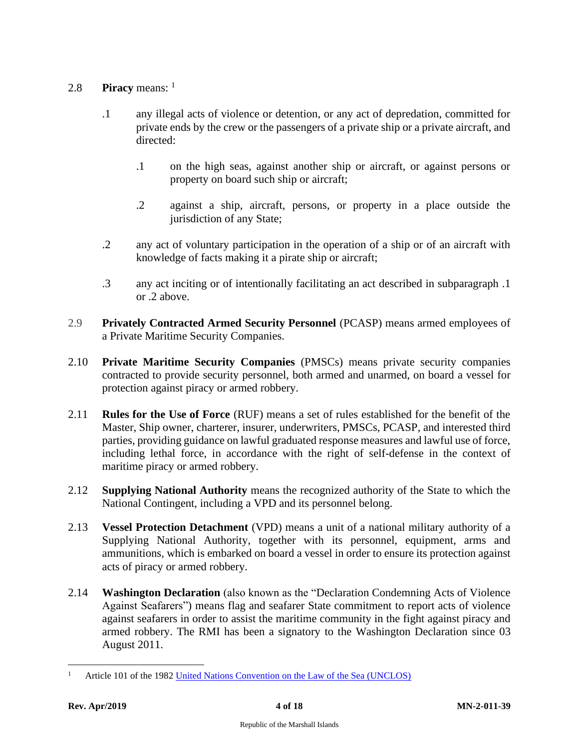2.8 **Piracy** means: [1]

.1 any illegal acts of violence or detention, or any act of depredation, committed for private ends by the crew or the passengers of a private ship or a private aircraft, and directed:

.1 on the high seas, against another ship or aircraft, or against persons or property on board such ship or aircraft;

.2 against a ship, aircraft, persons, or property in a place outside the jurisdiction of any State;

.2 any act of voluntary participation in the operation of a ship or of an aircraft with knowledge of facts making it a pirate ship or aircraft;

.3 any act inciting or of intentionally facilitating an act described in subparagraph .1 or .2 above.

2.9 **Privately Contracted Armed Security Personnel** (PCASP) means armed employees of a Private Maritime Security Companies.

2.10 **Private Maritime Security Companies** (PMSCs) means private security companies contracted to provide security personnel, both armed and unarmed, on board a vessel for protection against piracy or armed robbery.

2.11 **Rules for the Use of Force** (RUF) means a set of rules established for the benefit of the Master, Ship owner, charterer, insurer, underwriters, PMSCs, PCASP, and interested third parties, providing guidance on lawful graduated response measures and lawful use of force, including lethal force, in accordance with the right of self-defense in the context of maritime piracy or armed robbery.

2.12 **Supplying National Authority** means the recognized authority of the State to which the National Contingent, including a VPD and its personnel belong.

2.13 **Vessel Protection Detachment** (VPD) means a unit of a national military authority of a Supplying National Authority, together with its personnel, equipment, arms and ammunitions, which is embarked on board a vessel in order to ensure its protection against acts of piracy or armed robbery.

2.14 **Washington Declaration** (also known as the "Declaration Condemning Acts of Violence Against Seafarers") means flag and seafarer State commitment to report acts of violence against seafarers in order to assist the maritime community in the fight against piracy and armed robbery. The RMI has been a signatory to the Washington Declaration since 03 August 2011.

---

[1] Article 101 of the 1982 United Nations Convention on the Law of the Sea (UNCLOS)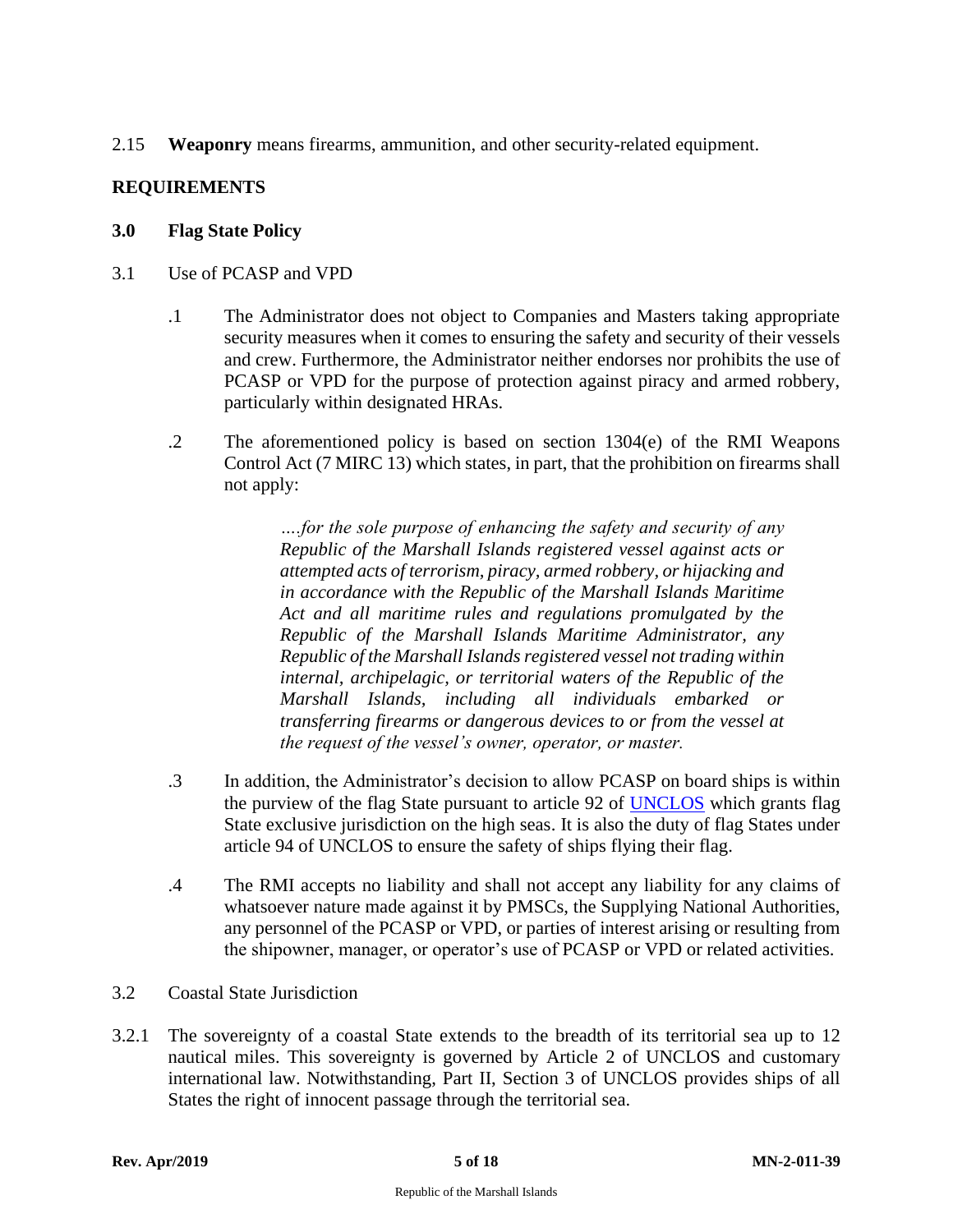2.15 **Weaponry** means firearms, ammunition, and other security-related equipment.

## REQUIREMENTS

### 3.0 Flag State Policy

3.1 Use of PCASP and VPD

.1 The Administrator does not object to Companies and Masters taking appropriate security measures when it comes to ensuring the safety and security of their vessels and crew. Furthermore, the Administrator neither endorses nor prohibits the use of PCASP or VPD for the purpose of protection against piracy and armed robbery, particularly within designated HRAs.

.2 The aforementioned policy is based on section 1304(e) of the RMI Weapons Control Act (7 MIRC 13) which states, in part, that the prohibition on firearms shall not apply:

> *….for the sole purpose of enhancing the safety and security of any Republic of the Marshall Islands registered vessel against acts or attempted acts of terrorism, piracy, armed robbery, or hijacking and in accordance with the Republic of the Marshall Islands Maritime Act and all maritime rules and regulations promulgated by the Republic of the Marshall Islands Maritime Administrator, any Republic of the Marshall Islands registered vessel not trading within internal, archipelagic, or territorial waters of the Republic of the Marshall Islands, including all individuals embarked or transferring firearms or dangerous devices to or from the vessel at the request of the vessel's owner, operator, or master.*

.3 In addition, the Administrator's decision to allow PCASP on board ships is within the purview of the flag State pursuant to article 92 of UNCLOS which grants flag State exclusive jurisdiction on the high seas. It is also the duty of flag States under article 94 of UNCLOS to ensure the safety of ships flying their flag.

.4 The RMI accepts no liability and shall not accept any liability for any claims of whatsoever nature made against it by PMSCs, the Supplying National Authorities, any personnel of the PCASP or VPD, or parties of interest arising or resulting from the shipowner, manager, or operator's use of PCASP or VPD or related activities.

3.2 Coastal State Jurisdiction

3.2.1 The sovereignty of a coastal State extends to the breadth of its territorial sea up to 12 nautical miles. This sovereignty is governed by Article 2 of UNCLOS and customary international law. Notwithstanding, Part II, Section 3 of UNCLOS provides ships of all States the right of innocent passage through the territorial sea.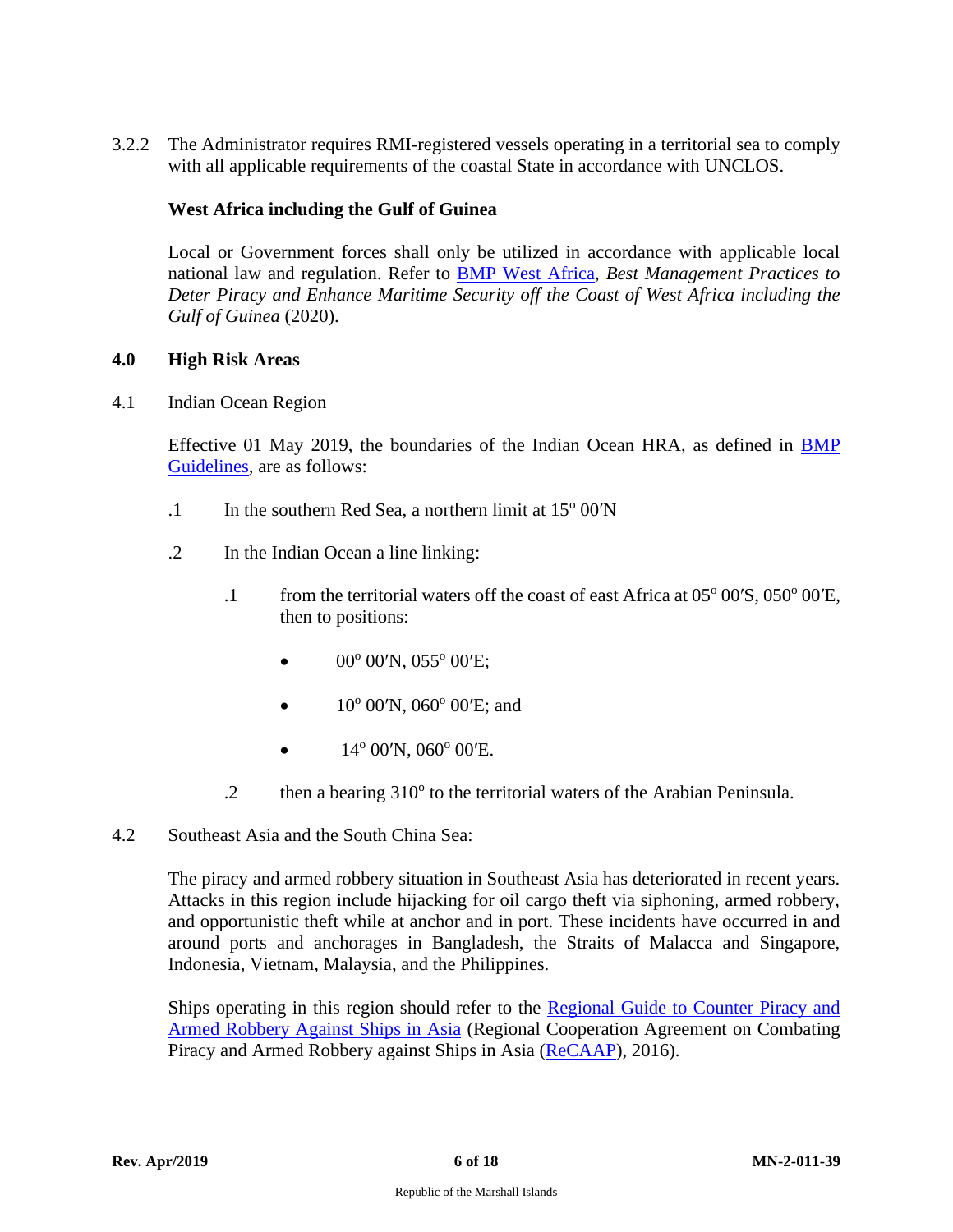3.2.2 The Administrator requires RMI-registered vessels operating in a territorial sea to comply with all applicable requirements of the coastal State in accordance with UNCLOS.

**West Africa including the Gulf of Guinea**

Local or Government forces shall only be utilized in accordance with applicable local national law and regulation. Refer to [BMP West Africa](), *Best Management Practices to Deter Piracy and Enhance Maritime Security off the Coast of West Africa including the Gulf of Guinea* (2020).

## 4.0 High Risk Areas

4.1 Indian Ocean Region

Effective 01 May 2019, the boundaries of the Indian Ocean HRA, as defined in [BMP Guidelines](), are as follows:

.1 In the southern Red Sea, a northern limit at 15° 00′N

.2 In the Indian Ocean a line linking:

  .1 from the territorial waters off the coast of east Africa at 05° 00′S, 050° 00′E, then to positions:

  - 00° 00′N, 055° 00′E;
  - 10° 00′N, 060° 00′E; and
  - 14° 00′N, 060° 00′E.

  .2 then a bearing 310° to the territorial waters of the Arabian Peninsula.

4.2 Southeast Asia and the South China Sea:

The piracy and armed robbery situation in Southeast Asia has deteriorated in recent years. Attacks in this region include hijacking for oil cargo theft via siphoning, armed robbery, and opportunistic theft while at anchor and in port. These incidents have occurred in and around ports and anchorages in Bangladesh, the Straits of Malacca and Singapore, Indonesia, Vietnam, Malaysia, and the Philippines.

Ships operating in this region should refer to the [Regional Guide to Counter Piracy and Armed Robbery Against Ships in Asia]() (Regional Cooperation Agreement on Combating Piracy and Armed Robbery against Ships in Asia ([ReCAAP]()), 2016).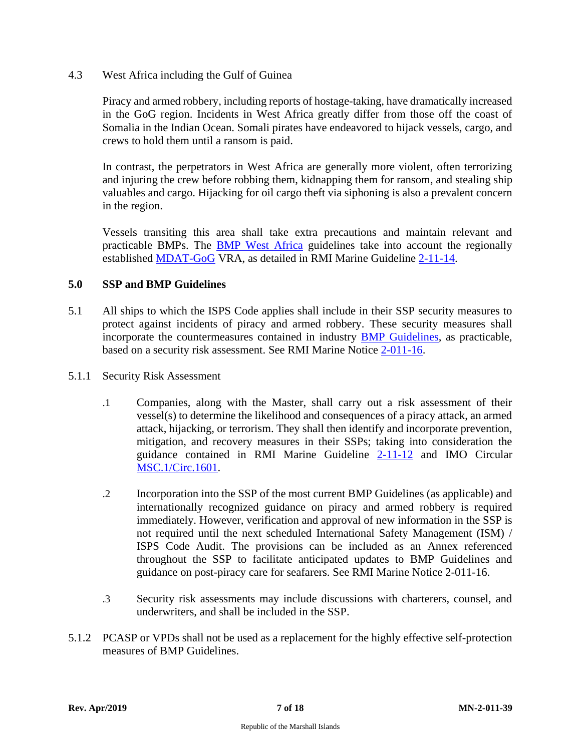4.3 West Africa including the Gulf of Guinea

Piracy and armed robbery, including reports of hostage-taking, have dramatically increased in the GoG region. Incidents in West Africa greatly differ from those off the coast of Somalia in the Indian Ocean. Somali pirates have endeavored to hijack vessels, cargo, and crews to hold them until a ransom is paid.

In contrast, the perpetrators in West Africa are generally more violent, often terrorizing and injuring the crew before robbing them, kidnapping them for ransom, and stealing ship valuables and cargo. Hijacking for oil cargo theft via siphoning is also a prevalent concern in the region.

Vessels transiting this area shall take extra precautions and maintain relevant and practicable BMPs. The BMP West Africa guidelines take into account the regionally established MDAT-GoG VRA, as detailed in RMI Marine Guideline 2-11-14.

## 5.0 SSP and BMP Guidelines

5.1 All ships to which the ISPS Code applies shall include in their SSP security measures to protect against incidents of piracy and armed robbery. These security measures shall incorporate the countermeasures contained in industry BMP Guidelines, as practicable, based on a security risk assessment. See RMI Marine Notice 2-011-16.

5.1.1 Security Risk Assessment

.1 Companies, along with the Master, shall carry out a risk assessment of their vessel(s) to determine the likelihood and consequences of a piracy attack, an armed attack, hijacking, or terrorism. They shall then identify and incorporate prevention, mitigation, and recovery measures in their SSPs; taking into consideration the guidance contained in RMI Marine Guideline 2-11-12 and IMO Circular MSC.1/Circ.1601.

.2 Incorporation into the SSP of the most current BMP Guidelines (as applicable) and internationally recognized guidance on piracy and armed robbery is required immediately. However, verification and approval of new information in the SSP is not required until the next scheduled International Safety Management (ISM) / ISPS Code Audit. The provisions can be included as an Annex referenced throughout the SSP to facilitate anticipated updates to BMP Guidelines and guidance on post-piracy care for seafarers. See RMI Marine Notice 2-011-16.

.3 Security risk assessments may include discussions with charterers, counsel, and underwriters, and shall be included in the SSP.

5.1.2 PCASP or VPDs shall not be used as a replacement for the highly effective self-protection measures of BMP Guidelines.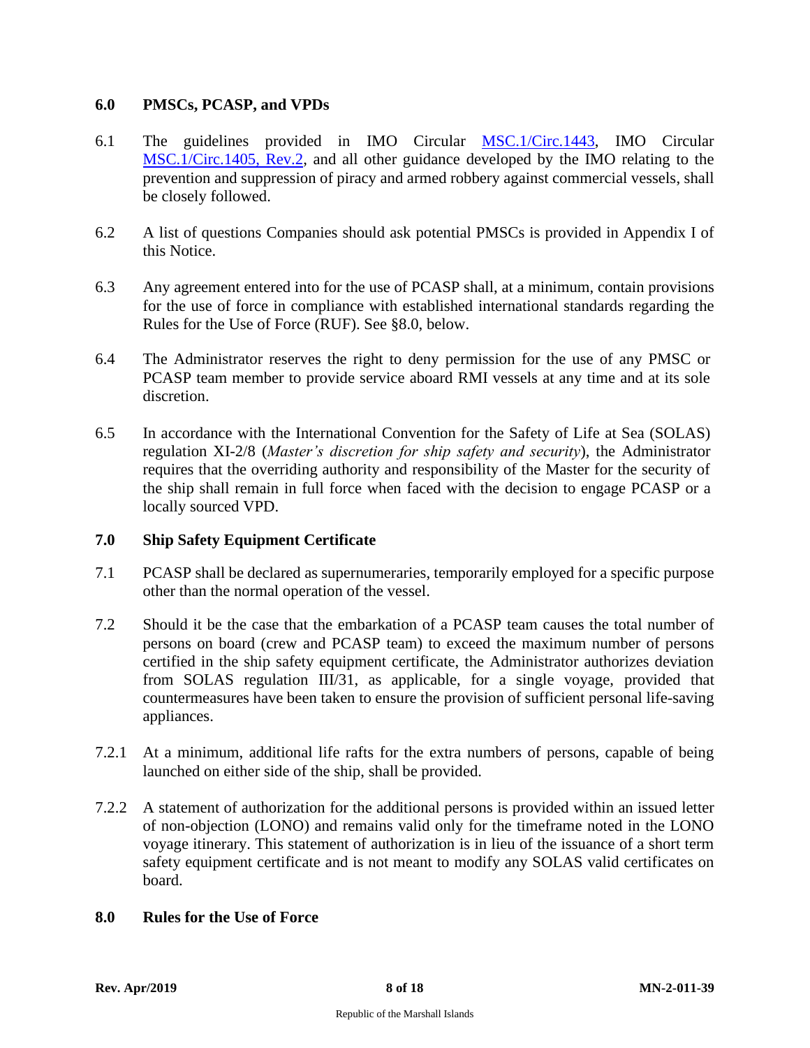## 6.0 PMSCs, PCASP, and VPDs

6.1 The guidelines provided in IMO Circular MSC.1/Circ.1443, IMO Circular MSC.1/Circ.1405, Rev.2, and all other guidance developed by the IMO relating to the prevention and suppression of piracy and armed robbery against commercial vessels, shall be closely followed.

6.2 A list of questions Companies should ask potential PMSCs is provided in Appendix I of this Notice.

6.3 Any agreement entered into for the use of PCASP shall, at a minimum, contain provisions for the use of force in compliance with established international standards regarding the Rules for the Use of Force (RUF). See §8.0, below.

6.4 The Administrator reserves the right to deny permission for the use of any PMSC or PCASP team member to provide service aboard RMI vessels at any time and at its sole discretion.

6.5 In accordance with the International Convention for the Safety of Life at Sea (SOLAS) regulation XI-2/8 (*Master's discretion for ship safety and security*), the Administrator requires that the overriding authority and responsibility of the Master for the security of the ship shall remain in full force when faced with the decision to engage PCASP or a locally sourced VPD.

## 7.0 Ship Safety Equipment Certificate

7.1 PCASP shall be declared as supernumeraries, temporarily employed for a specific purpose other than the normal operation of the vessel.

7.2 Should it be the case that the embarkation of a PCASP team causes the total number of persons on board (crew and PCASP team) to exceed the maximum number of persons certified in the ship safety equipment certificate, the Administrator authorizes deviation from SOLAS regulation III/31, as applicable, for a single voyage, provided that countermeasures have been taken to ensure the provision of sufficient personal life-saving appliances.

7.2.1 At a minimum, additional life rafts for the extra numbers of persons, capable of being launched on either side of the ship, shall be provided.

7.2.2 A statement of authorization for the additional persons is provided within an issued letter of non-objection (LONO) and remains valid only for the timeframe noted in the LONO voyage itinerary. This statement of authorization is in lieu of the issuance of a short term safety equipment certificate and is not meant to modify any SOLAS valid certificates on board.

## 8.0 Rules for the Use of Force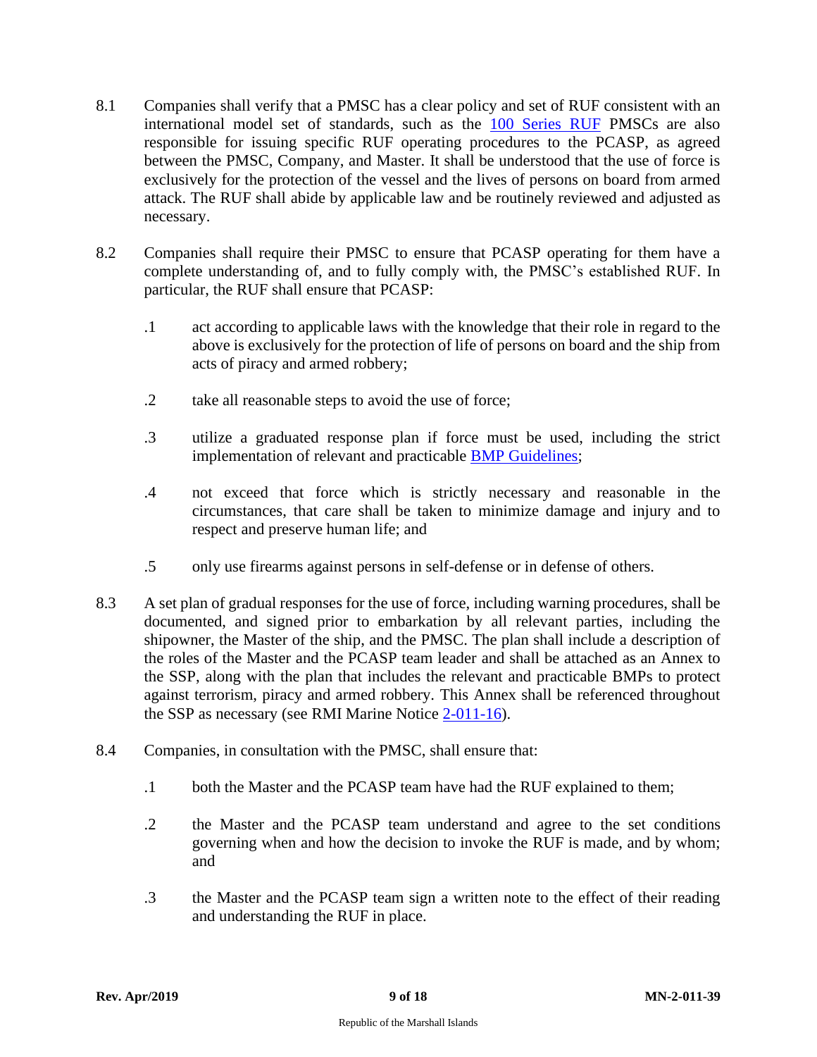8.1 Companies shall verify that a PMSC has a clear policy and set of RUF consistent with an international model set of standards, such as the [100 Series RUF](#) PMSCs are also responsible for issuing specific RUF operating procedures to the PCASP, as agreed between the PMSC, Company, and Master. It shall be understood that the use of force is exclusively for the protection of the vessel and the lives of persons on board from armed attack. The RUF shall abide by applicable law and be routinely reviewed and adjusted as necessary.

8.2 Companies shall require their PMSC to ensure that PCASP operating for them have a complete understanding of, and to fully comply with, the PMSC's established RUF. In particular, the RUF shall ensure that PCASP:

- .1 act according to applicable laws with the knowledge that their role in regard to the above is exclusively for the protection of life of persons on board and the ship from acts of piracy and armed robbery;
- .2 take all reasonable steps to avoid the use of force;
- .3 utilize a graduated response plan if force must be used, including the strict implementation of relevant and practicable [BMP Guidelines](#);
- .4 not exceed that force which is strictly necessary and reasonable in the circumstances, that care shall be taken to minimize damage and injury and to respect and preserve human life; and
- .5 only use firearms against persons in self-defense or in defense of others.

8.3 A set plan of gradual responses for the use of force, including warning procedures, shall be documented, and signed prior to embarkation by all relevant parties, including the shipowner, the Master of the ship, and the PMSC. The plan shall include a description of the roles of the Master and the PCASP team leader and shall be attached as an Annex to the SSP, along with the plan that includes the relevant and practicable BMPs to protect against terrorism, piracy and armed robbery. This Annex shall be referenced throughout the SSP as necessary (see RMI Marine Notice [2-011-16](#)).

8.4 Companies, in consultation with the PMSC, shall ensure that:

- .1 both the Master and the PCASP team have had the RUF explained to them;
- .2 the Master and the PCASP team understand and agree to the set conditions governing when and how the decision to invoke the RUF is made, and by whom; and
- .3 the Master and the PCASP team sign a written note to the effect of their reading and understanding the RUF in place.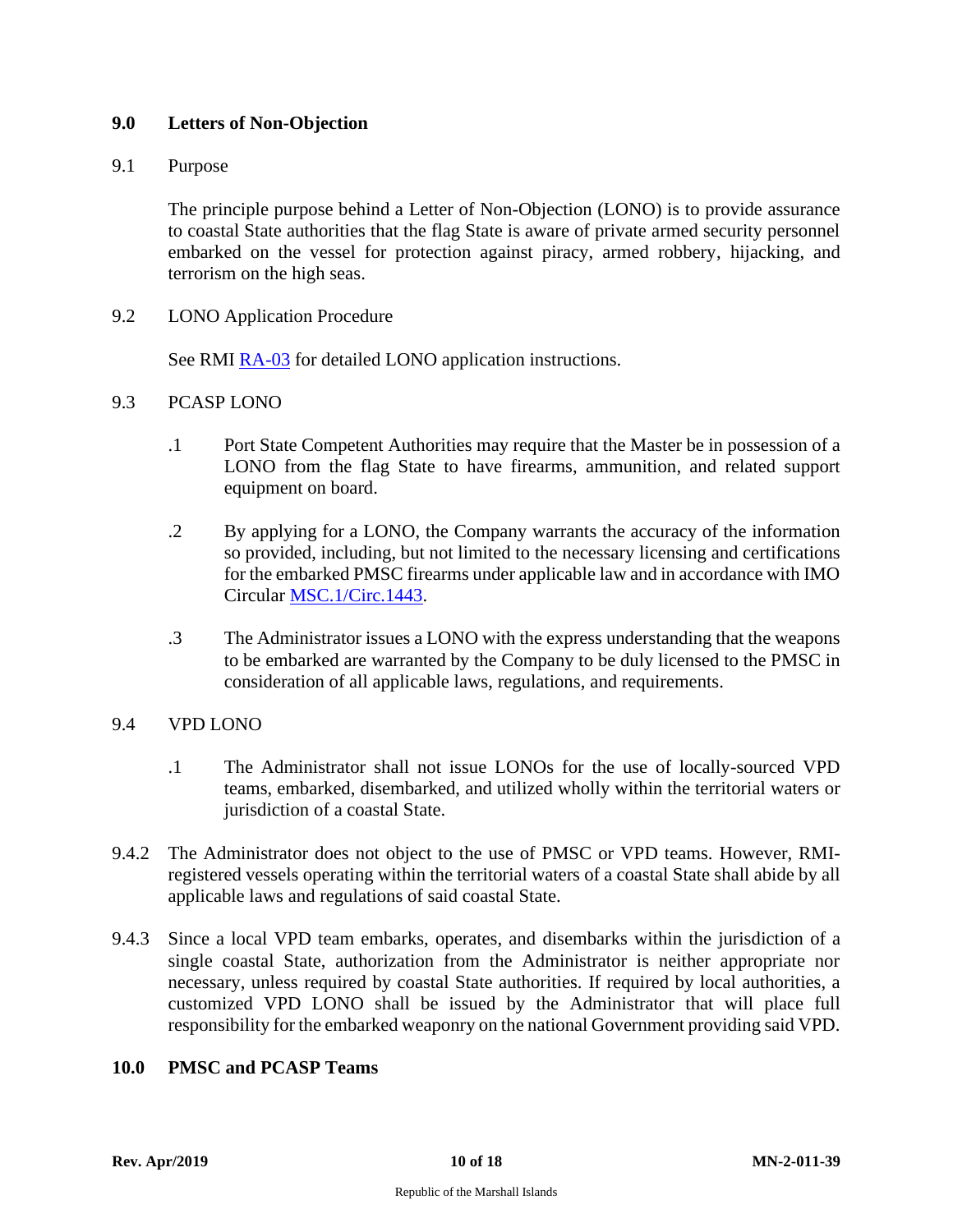## 9.0 Letters of Non-Objection

9.1 Purpose

The principle purpose behind a Letter of Non-Objection (LONO) is to provide assurance to coastal State authorities that the flag State is aware of private armed security personnel embarked on the vessel for protection against piracy, armed robbery, hijacking, and terrorism on the high seas.

9.2 LONO Application Procedure

See RMI [RA-03](RA-03) for detailed LONO application instructions.

9.3 PCASP LONO

.1 Port State Competent Authorities may require that the Master be in possession of a LONO from the flag State to have firearms, ammunition, and related support equipment on board.

.2 By applying for a LONO, the Company warrants the accuracy of the information so provided, including, but not limited to the necessary licensing and certifications for the embarked PMSC firearms under applicable law and in accordance with IMO Circular [MSC.1/Circ.1443](MSC.1/Circ.1443).

.3 The Administrator issues a LONO with the express understanding that the weapons to be embarked are warranted by the Company to be duly licensed to the PMSC in consideration of all applicable laws, regulations, and requirements.

9.4 VPD LONO

.1 The Administrator shall not issue LONOs for the use of locally-sourced VPD teams, embarked, disembarked, and utilized wholly within the territorial waters or jurisdiction of a coastal State.

9.4.2 The Administrator does not object to the use of PMSC or VPD teams. However, RMI-registered vessels operating within the territorial waters of a coastal State shall abide by all applicable laws and regulations of said coastal State.

9.4.3 Since a local VPD team embarks, operates, and disembarks within the jurisdiction of a single coastal State, authorization from the Administrator is neither appropriate nor necessary, unless required by coastal State authorities. If required by local authorities, a customized VPD LONO shall be issued by the Administrator that will place full responsibility for the embarked weaponry on the national Government providing said VPD.

## 10.0 PMSC and PCASP Teams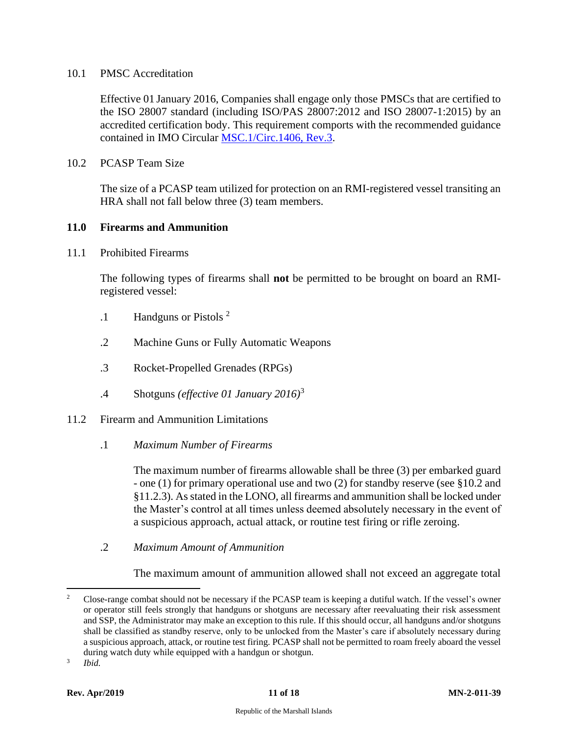10.1 PMSC Accreditation

Effective 01 January 2016, Companies shall engage only those PMSCs that are certified to the ISO 28007 standard (including ISO/PAS 28007:2012 and ISO 28007-1:2015) by an accredited certification body. This requirement comports with the recommended guidance contained in IMO Circular [MSC.1/Circ.1406, Rev.3](MSC.1/Circ.1406, Rev.3).

10.2 PCASP Team Size

The size of a PCASP team utilized for protection on an RMI-registered vessel transiting an HRA shall not fall below three (3) team members.

## 11.0 Firearms and Ammunition

11.1 Prohibited Firearms

The following types of firearms shall **not** be permitted to be brought on board an RMI-registered vessel:

.1 Handguns or Pistols [2]

.2 Machine Guns or Fully Automatic Weapons

.3 Rocket-Propelled Grenades (RPGs)

.4 Shotguns *(effective 01 January 2016)*[3]

11.2 Firearm and Ammunition Limitations

.1 *Maximum Number of Firearms*

The maximum number of firearms allowable shall be three (3) per embarked guard - one (1) for primary operational use and two (2) for standby reserve (see §10.2 and §11.2.3). As stated in the LONO, all firearms and ammunition shall be locked under the Master's control at all times unless deemed absolutely necessary in the event of a suspicious approach, actual attack, or routine test firing or rifle zeroing.

.2 *Maximum Amount of Ammunition*

The maximum amount of ammunition allowed shall not exceed an aggregate total

---

[2] Close-range combat should not be necessary if the PCASP team is keeping a dutiful watch. If the vessel's owner or operator still feels strongly that handguns or shotguns are necessary after reevaluating their risk assessment and SSP, the Administrator may make an exception to this rule. If this should occur, all handguns and/or shotguns shall be classified as standby reserve, only to be unlocked from the Master's care if absolutely necessary during a suspicious approach, attack, or routine test firing. PCASP shall not be permitted to roam freely aboard the vessel during watch duty while equipped with a handgun or shotgun.

[3] *Ibid.*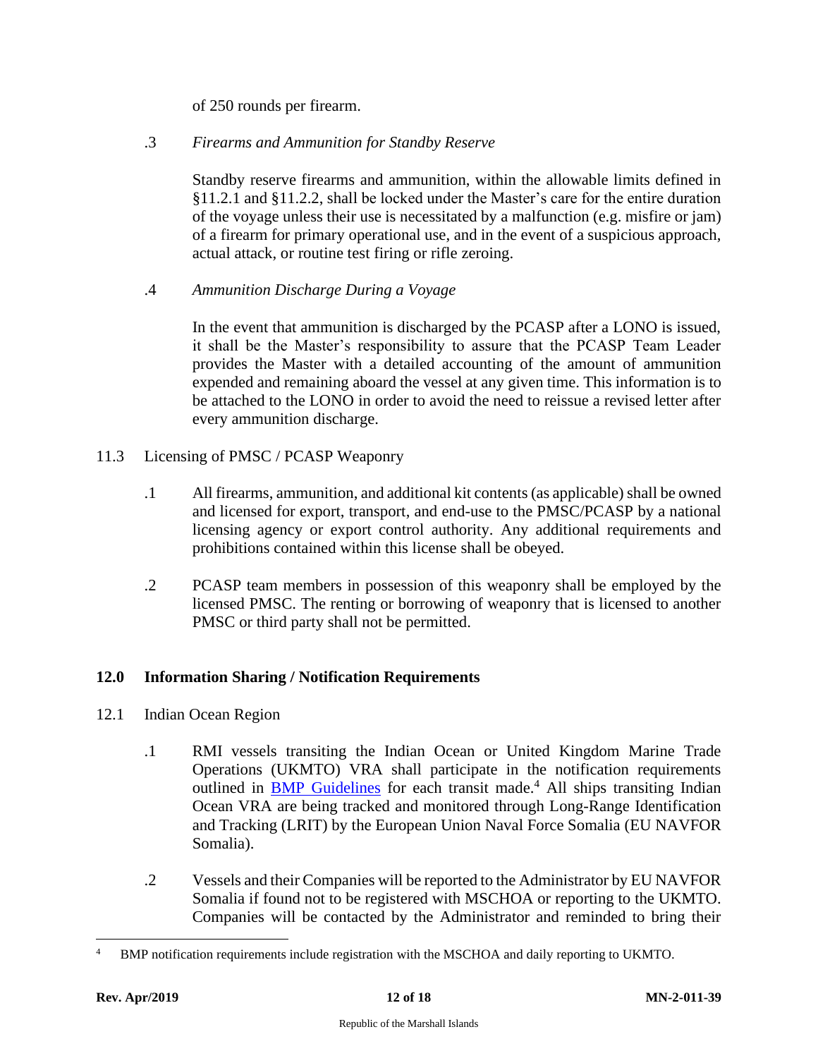of 250 rounds per firearm.

.3 *Firearms and Ammunition for Standby Reserve*

Standby reserve firearms and ammunition, within the allowable limits defined in §11.2.1 and §11.2.2, shall be locked under the Master's care for the entire duration of the voyage unless their use is necessitated by a malfunction (e.g. misfire or jam) of a firearm for primary operational use, and in the event of a suspicious approach, actual attack, or routine test firing or rifle zeroing.

.4 *Ammunition Discharge During a Voyage*

In the event that ammunition is discharged by the PCASP after a LONO is issued, it shall be the Master's responsibility to assure that the PCASP Team Leader provides the Master with a detailed accounting of the amount of ammunition expended and remaining aboard the vessel at any given time. This information is to be attached to the LONO in order to avoid the need to reissue a revised letter after every ammunition discharge.

11.3 Licensing of PMSC / PCASP Weaponry

.1 All firearms, ammunition, and additional kit contents (as applicable) shall be owned and licensed for export, transport, and end-use to the PMSC/PCASP by a national licensing agency or export control authority. Any additional requirements and prohibitions contained within this license shall be obeyed.

.2 PCASP team members in possession of this weaponry shall be employed by the licensed PMSC. The renting or borrowing of weaponry that is licensed to another PMSC or third party shall not be permitted.

## 12.0 Information Sharing / Notification Requirements

12.1 Indian Ocean Region

.1 RMI vessels transiting the Indian Ocean or United Kingdom Marine Trade Operations (UKMTO) VRA shall participate in the notification requirements outlined in BMP Guidelines for each transit made.[4] All ships transiting Indian Ocean VRA are being tracked and monitored through Long-Range Identification and Tracking (LRIT) by the European Union Naval Force Somalia (EU NAVFOR Somalia).

.2 Vessels and their Companies will be reported to the Administrator by EU NAVFOR Somalia if found not to be registered with MSCHOA or reporting to the UKMTO. Companies will be contacted by the Administrator and reminded to bring their

---

[4] BMP notification requirements include registration with the MSCHOA and daily reporting to UKMTO.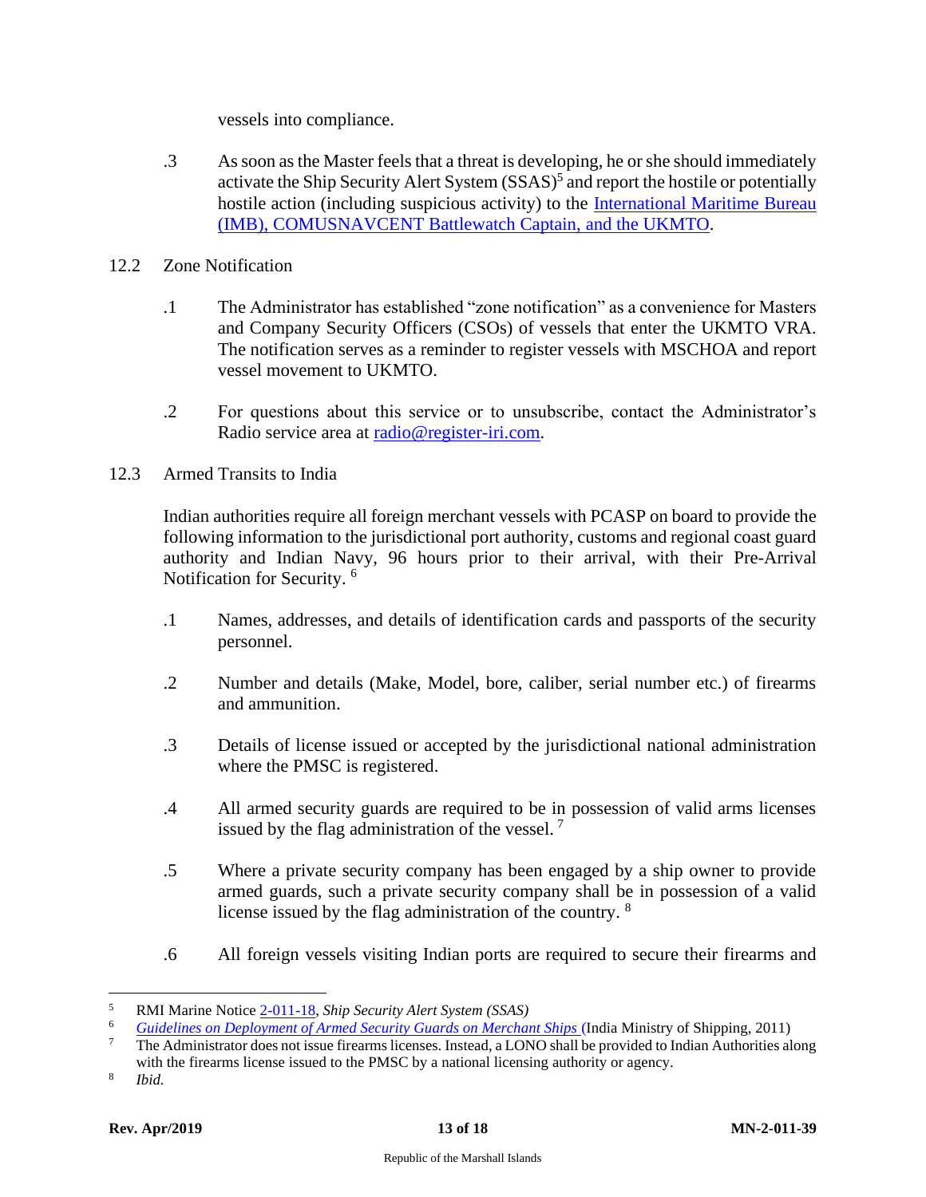vessels into compliance.

.3 As soon as the Master feels that a threat is developing, he or she should immediately activate the Ship Security Alert System (SSAS)[5] and report the hostile or potentially hostile action (including suspicious activity) to the International Maritime Bureau (IMB), COMUSNAVCENT Battlewatch Captain, and the UKMTO.

12.2 Zone Notification

.1 The Administrator has established "zone notification" as a convenience for Masters and Company Security Officers (CSOs) of vessels that enter the UKMTO VRA. The notification serves as a reminder to register vessels with MSCHOA and report vessel movement to UKMTO.

.2 For questions about this service or to unsubscribe, contact the Administrator's Radio service area at radio@register-iri.com.

12.3 Armed Transits to India

Indian authorities require all foreign merchant vessels with PCASP on board to provide the following information to the jurisdictional port authority, customs and regional coast guard authority and Indian Navy, 96 hours prior to their arrival, with their Pre-Arrival Notification for Security.[6]

.1 Names, addresses, and details of identification cards and passports of the security personnel.

.2 Number and details (Make, Model, bore, caliber, serial number etc.) of firearms and ammunition.

.3 Details of license issued or accepted by the jurisdictional national administration where the PMSC is registered.

.4 All armed security guards are required to be in possession of valid arms licenses issued by the flag administration of the vessel.[7]

.5 Where a private security company has been engaged by a ship owner to provide armed guards, such a private security company shall be in possession of a valid license issued by the flag administration of the country.[8]

.6 All foreign vessels visiting Indian ports are required to secure their firearms and

---

[5] RMI Marine Notice 2-011-18, *Ship Security Alert System (SSAS)*

[6] *Guidelines on Deployment of Armed Security Guards on Merchant Ships* (India Ministry of Shipping, 2011)

[7] The Administrator does not issue firearms licenses. Instead, a LONO shall be provided to Indian Authorities along with the firearms license issued to the PMSC by a national licensing authority or agency.

[8] *Ibid.*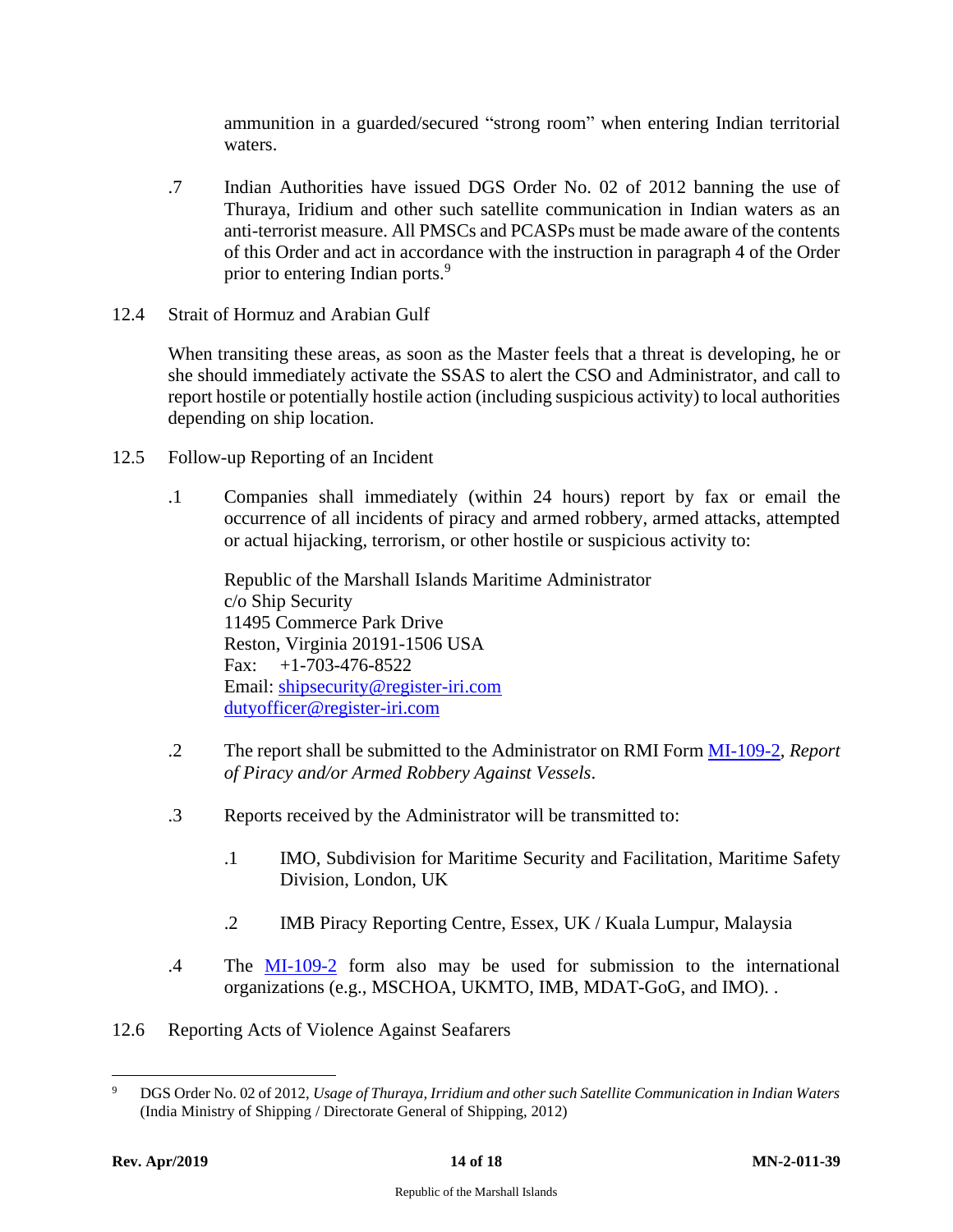ammunition in a guarded/secured "strong room" when entering Indian territorial waters.

.7 Indian Authorities have issued DGS Order No. 02 of 2012 banning the use of Thuraya, Iridium and other such satellite communication in Indian waters as an anti-terrorist measure. All PMSCs and PCASPs must be made aware of the contents of this Order and act in accordance with the instruction in paragraph 4 of the Order prior to entering Indian ports.[9]

12.4 Strait of Hormuz and Arabian Gulf

When transiting these areas, as soon as the Master feels that a threat is developing, he or she should immediately activate the SSAS to alert the CSO and Administrator, and call to report hostile or potentially hostile action (including suspicious activity) to local authorities depending on ship location.

12.5 Follow-up Reporting of an Incident

.1 Companies shall immediately (within 24 hours) report by fax or email the occurrence of all incidents of piracy and armed robbery, armed attacks, attempted or actual hijacking, terrorism, or other hostile or suspicious activity to:

Republic of the Marshall Islands Maritime Administrator
c/o Ship Security
11495 Commerce Park Drive
Reston, Virginia 20191-1506 USA
Fax: +1-703-476-8522
Email: shipsecurity@register-iri.com
dutyofficer@register-iri.com

.2 The report shall be submitted to the Administrator on RMI Form MI-109-2, *Report of Piracy and/or Armed Robbery Against Vessels*.

.3 Reports received by the Administrator will be transmitted to:

.1 IMO, Subdivision for Maritime Security and Facilitation, Maritime Safety Division, London, UK

.2 IMB Piracy Reporting Centre, Essex, UK / Kuala Lumpur, Malaysia

.4 The MI-109-2 form also may be used for submission to the international organizations (e.g., MSCHOA, UKMTO, IMB, MDAT-GoG, and IMO). .

12.6 Reporting Acts of Violence Against Seafarers

---

[9] DGS Order No. 02 of 2012, *Usage of Thuraya, Irridium and other such Satellite Communication in Indian Waters* (India Ministry of Shipping / Directorate General of Shipping, 2012)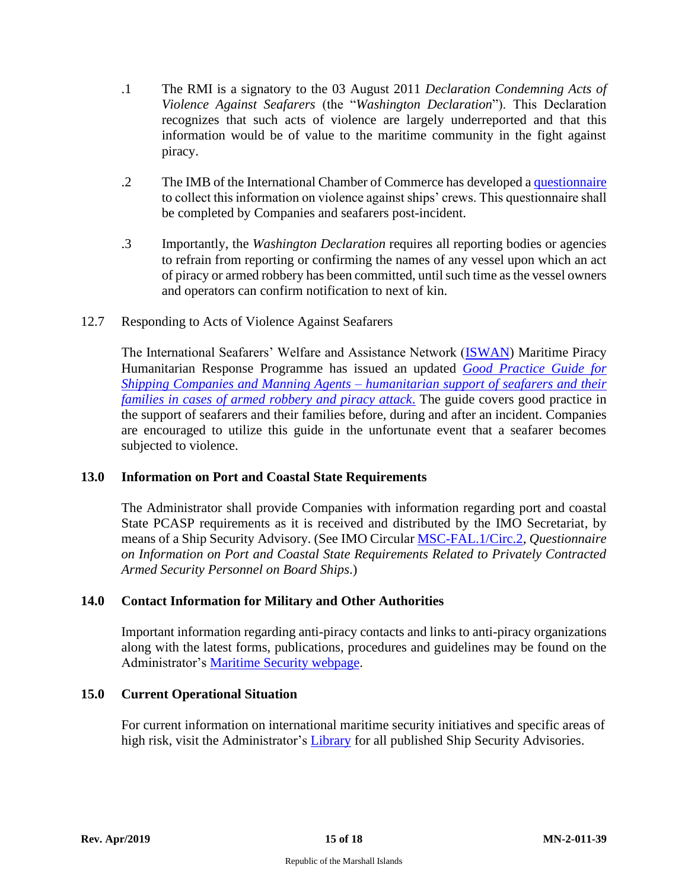.1 The RMI is a signatory to the 03 August 2011 *Declaration Condemning Acts of Violence Against Seafarers* (the "*Washington Declaration*"). This Declaration recognizes that such acts of violence are largely underreported and that this information would be of value to the maritime community in the fight against piracy.

.2 The IMB of the International Chamber of Commerce has developed a questionnaire to collect this information on violence against ships' crews. This questionnaire shall be completed by Companies and seafarers post-incident.

.3 Importantly, the *Washington Declaration* requires all reporting bodies or agencies to refrain from reporting or confirming the names of any vessel upon which an act of piracy or armed robbery has been committed, until such time as the vessel owners and operators can confirm notification to next of kin.

12.7 Responding to Acts of Violence Against Seafarers

The International Seafarers' Welfare and Assistance Network (ISWAN) Maritime Piracy Humanitarian Response Programme has issued an updated *Good Practice Guide for Shipping Companies and Manning Agents – humanitarian support of seafarers and their families in cases of armed robbery and piracy attack*. The guide covers good practice in the support of seafarers and their families before, during and after an incident. Companies are encouraged to utilize this guide in the unfortunate event that a seafarer becomes subjected to violence.

## 13.0 Information on Port and Coastal State Requirements

The Administrator shall provide Companies with information regarding port and coastal State PCASP requirements as it is received and distributed by the IMO Secretariat, by means of a Ship Security Advisory. (See IMO Circular MSC-FAL.1/Circ.2, *Questionnaire on Information on Port and Coastal State Requirements Related to Privately Contracted Armed Security Personnel on Board Ships*.)

## 14.0 Contact Information for Military and Other Authorities

Important information regarding anti-piracy contacts and links to anti-piracy organizations along with the latest forms, publications, procedures and guidelines may be found on the Administrator's Maritime Security webpage.

## 15.0 Current Operational Situation

For current information on international maritime security initiatives and specific areas of high risk, visit the Administrator's Library for all published Ship Security Advisories.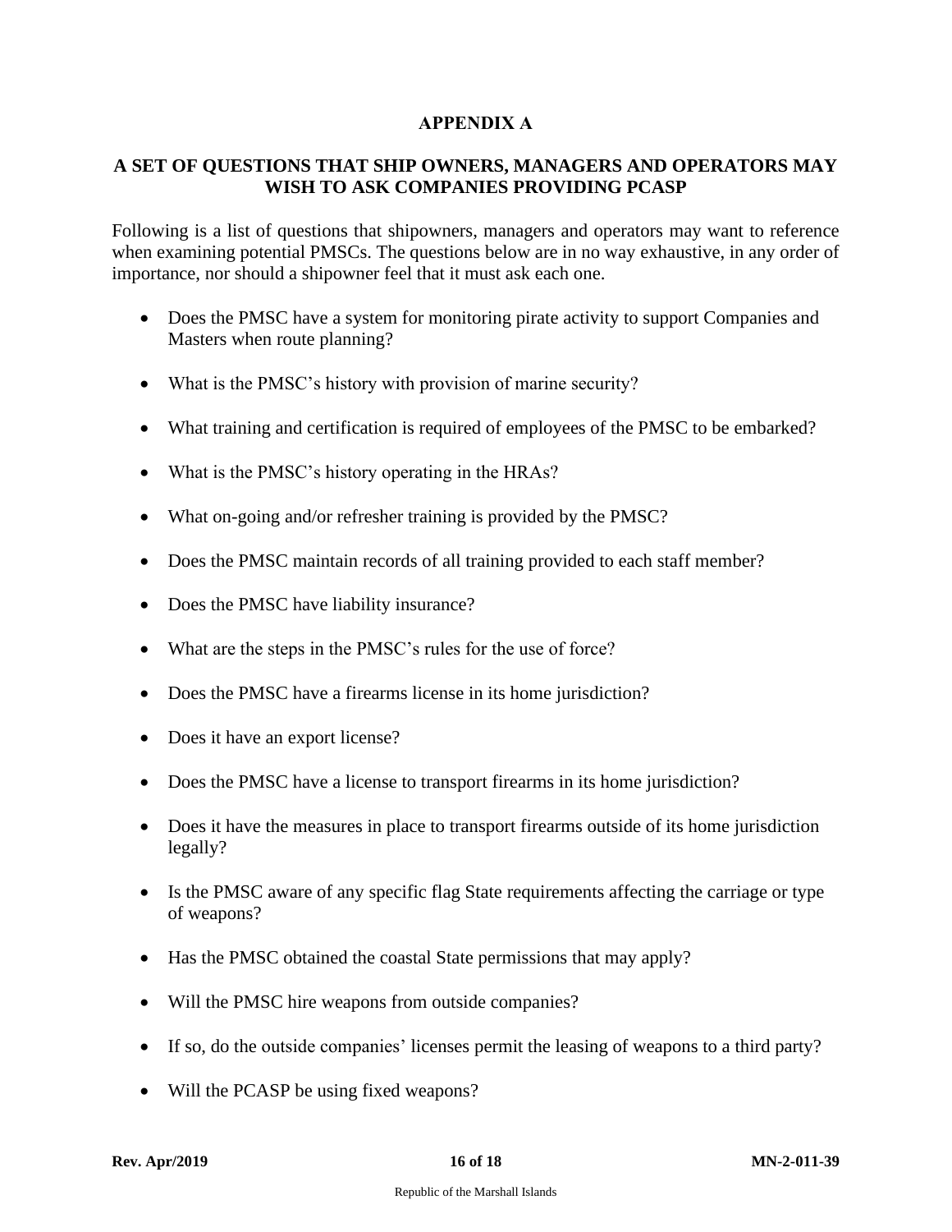## APPENDIX A

## A SET OF QUESTIONS THAT SHIP OWNERS, MANAGERS AND OPERATORS MAY WISH TO ASK COMPANIES PROVIDING PCASP

Following is a list of questions that shipowners, managers and operators may want to reference when examining potential PMSCs. The questions below are in no way exhaustive, in any order of importance, nor should a shipowner feel that it must ask each one.

- Does the PMSC have a system for monitoring pirate activity to support Companies and Masters when route planning?
- What is the PMSC's history with provision of marine security?
- What training and certification is required of employees of the PMSC to be embarked?
- What is the PMSC's history operating in the HRAs?
- What on-going and/or refresher training is provided by the PMSC?
- Does the PMSC maintain records of all training provided to each staff member?
- Does the PMSC have liability insurance?
- What are the steps in the PMSC's rules for the use of force?
- Does the PMSC have a firearms license in its home jurisdiction?
- Does it have an export license?
- Does the PMSC have a license to transport firearms in its home jurisdiction?
- Does it have the measures in place to transport firearms outside of its home jurisdiction legally?
- Is the PMSC aware of any specific flag State requirements affecting the carriage or type of weapons?
- Has the PMSC obtained the coastal State permissions that may apply?
- Will the PMSC hire weapons from outside companies?
- If so, do the outside companies' licenses permit the leasing of weapons to a third party?
- Will the PCASP be using fixed weapons?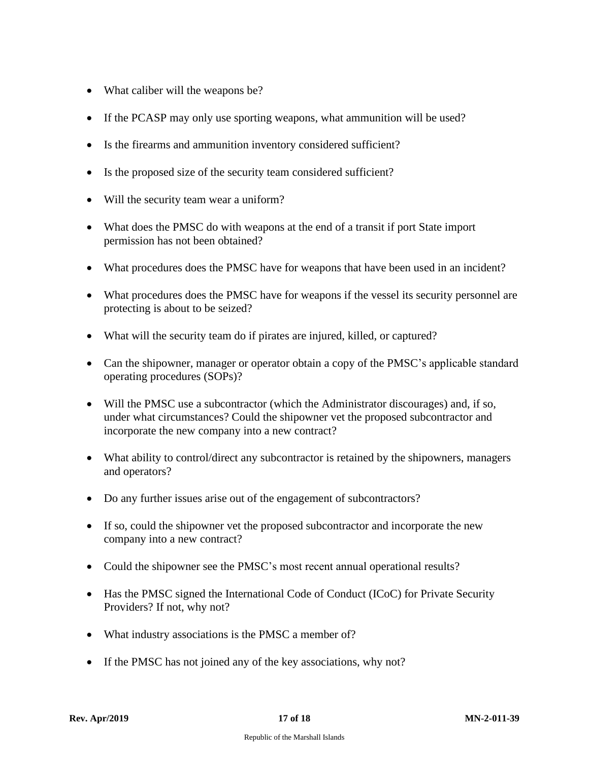- What caliber will the weapons be?
- If the PCASP may only use sporting weapons, what ammunition will be used?
- Is the firearms and ammunition inventory considered sufficient?
- Is the proposed size of the security team considered sufficient?
- Will the security team wear a uniform?
- What does the PMSC do with weapons at the end of a transit if port State import permission has not been obtained?
- What procedures does the PMSC have for weapons that have been used in an incident?
- What procedures does the PMSC have for weapons if the vessel its security personnel are protecting is about to be seized?
- What will the security team do if pirates are injured, killed, or captured?
- Can the shipowner, manager or operator obtain a copy of the PMSC's applicable standard operating procedures (SOPs)?
- Will the PMSC use a subcontractor (which the Administrator discourages) and, if so, under what circumstances? Could the shipowner vet the proposed subcontractor and incorporate the new company into a new contract?
- What ability to control/direct any subcontractor is retained by the shipowners, managers and operators?
- Do any further issues arise out of the engagement of subcontractors?
- If so, could the shipowner vet the proposed subcontractor and incorporate the new company into a new contract?
- Could the shipowner see the PMSC's most recent annual operational results?
- Has the PMSC signed the International Code of Conduct (ICoC) for Private Security Providers? If not, why not?
- What industry associations is the PMSC a member of?
- If the PMSC has not joined any of the key associations, why not?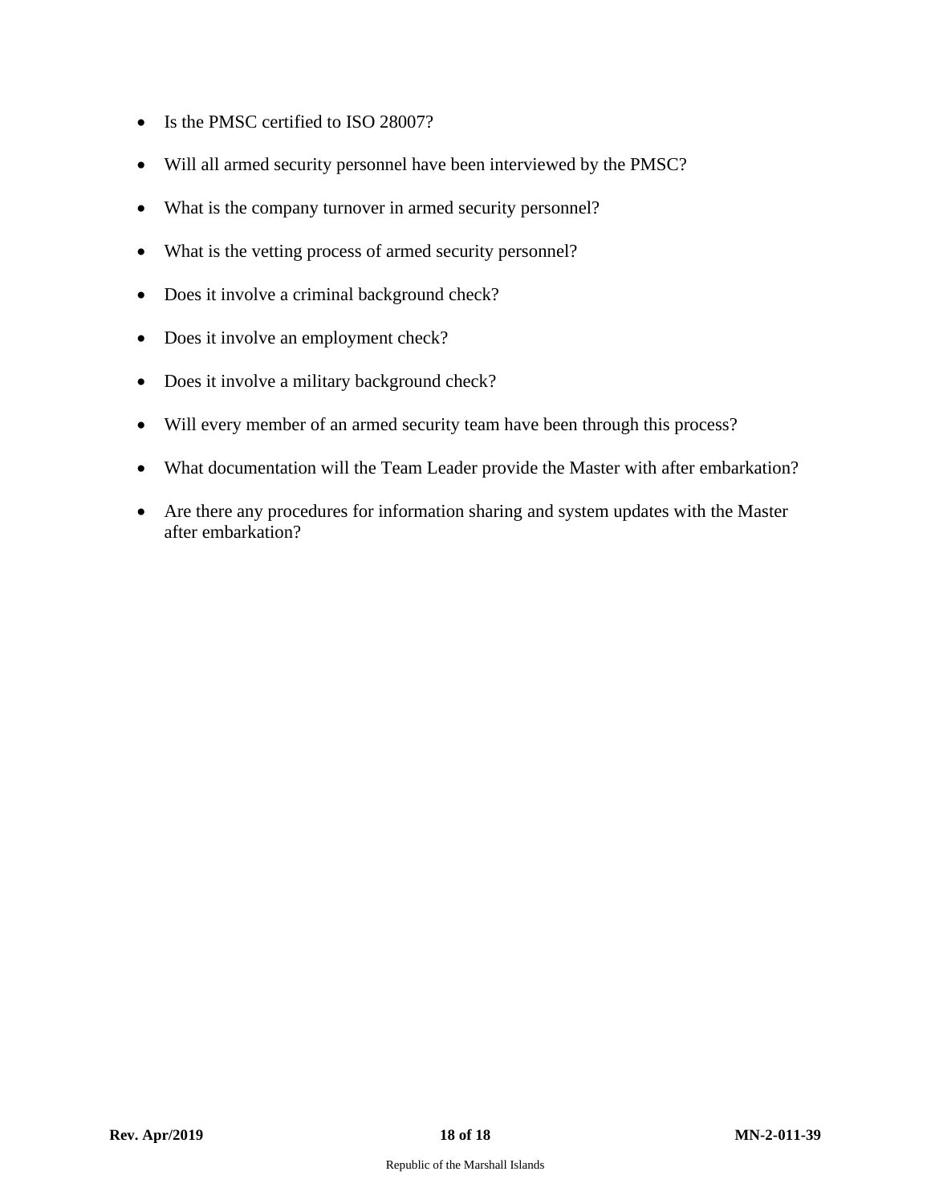- Is the PMSC certified to ISO 28007?
- Will all armed security personnel have been interviewed by the PMSC?
- What is the company turnover in armed security personnel?
- What is the vetting process of armed security personnel?
- Does it involve a criminal background check?
- Does it involve an employment check?
- Does it involve a military background check?
- Will every member of an armed security team have been through this process?
- What documentation will the Team Leader provide the Master with after embarkation?
- Are there any procedures for information sharing and system updates with the Master after embarkation?